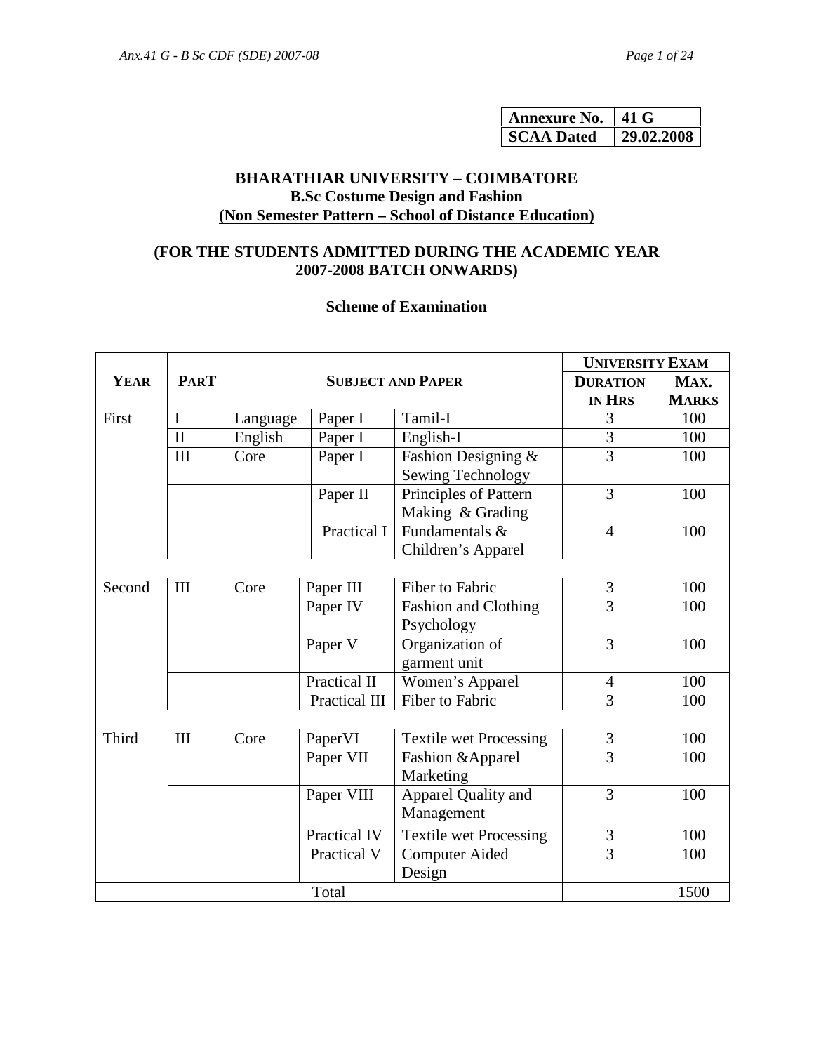| Annexure No. | 41 G |
|---|---|
| SCAA Dated | 29.02.2008 |

# BHARATHIAR UNIVERSITY – COIMBATORE
## B.Sc Costume Design and Fashion
## Non Semester Pattern – School of Distance Education)

### (FOR THE STUDENTS ADMITTED DURING THE ACADEMIC YEAR 2007-2008 BATCH ONWARDS)

### Scheme of Examination

| YEAR | PART | SUBJECT AND PAPER | | | UNIVERSITY EXAM | |
|---|---|---|---|---|---|---|
| | | | | | DURATION IN HRS | MAX. MARKS |
| First | I | Language | Paper I | Tamil-I | 3 | 100 |
| | II | English | Paper I | English-I | 3 | 100 |
| | III | Core | Paper I | Fashion Designing & Sewing Technology | 3 | 100 |
| | | | Paper II | Principles of Pattern Making & Grading | 3 | 100 |
| | | | Practical I | Fundamentals & Children's Apparel | 4 | 100 |
| | | | | | | |
| Second | III | Core | Paper III | Fiber to Fabric | 3 | 100 |
| | | | Paper IV | Fashion and Clothing Psychology | 3 | 100 |
| | | | Paper V | Organization of garment unit | 3 | 100 |
| | | | Practical II | Women's Apparel | 4 | 100 |
| | | | Practical III | Fiber to Fabric | 3 | 100 |
| | | | | | | |
| Third | III | Core | PaperVI | Textile wet Processing | 3 | 100 |
| | | | Paper VII | Fashion &Apparel Marketing | 3 | 100 |
| | | | Paper VIII | Apparel Quality and Management | 3 | 100 |
| | | | Practical IV | Textile wet Processing | 3 | 100 |
| | | | Practical V | Computer Aided Design | 3 | 100 |
| Total | | | | | | 1500 |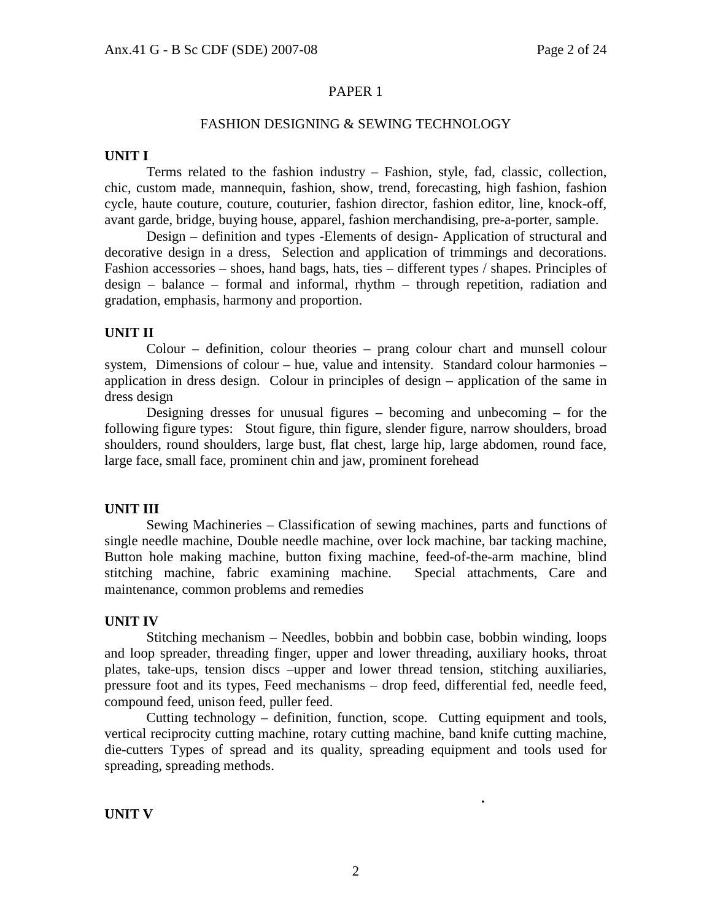## PAPER 1

### FASHION DESIGNING & SEWING TECHNOLOGY

**UNIT I**

Terms related to the fashion industry – Fashion, style, fad, classic, collection, chic, custom made, mannequin, fashion, show, trend, forecasting, high fashion, fashion cycle, haute couture, couture, couturier, fashion director, fashion editor, line, knock-off, avant garde, bridge, buying house, apparel, fashion merchandising, pre-a-porter, sample.

Design – definition and types -Elements of design- Application of structural and decorative design in a dress, Selection and application of trimmings and decorations. Fashion accessories – shoes, hand bags, hats, ties – different types / shapes. Principles of design – balance – formal and informal, rhythm – through repetition, radiation and gradation, emphasis, harmony and proportion.

**UNIT II**

Colour – definition, colour theories – prang colour chart and munsell colour system, Dimensions of colour – hue, value and intensity. Standard colour harmonies – application in dress design. Colour in principles of design – application of the same in dress design

Designing dresses for unusual figures – becoming and unbecoming – for the following figure types: Stout figure, thin figure, slender figure, narrow shoulders, broad shoulders, round shoulders, large bust, flat chest, large hip, large abdomen, round face, large face, small face, prominent chin and jaw, prominent forehead

**UNIT III**

Sewing Machineries – Classification of sewing machines, parts and functions of single needle machine, Double needle machine, over lock machine, bar tacking machine, Button hole making machine, button fixing machine, feed-of-the-arm machine, blind stitching machine, fabric examining machine. Special attachments, Care and maintenance, common problems and remedies

**UNIT IV**

Stitching mechanism – Needles, bobbin and bobbin case, bobbin winding, loops and loop spreader, threading finger, upper and lower threading, auxiliary hooks, throat plates, take-ups, tension discs –upper and lower thread tension, stitching auxiliaries, pressure foot and its types, Feed mechanisms – drop feed, differential fed, needle feed, compound feed, unison feed, puller feed.

Cutting technology – definition, function, scope. Cutting equipment and tools, vertical reciprocity cutting machine, rotary cutting machine, band knife cutting machine, die-cutters Types of spread and its quality, spreading equipment and tools used for spreading, spreading methods.

**UNIT V**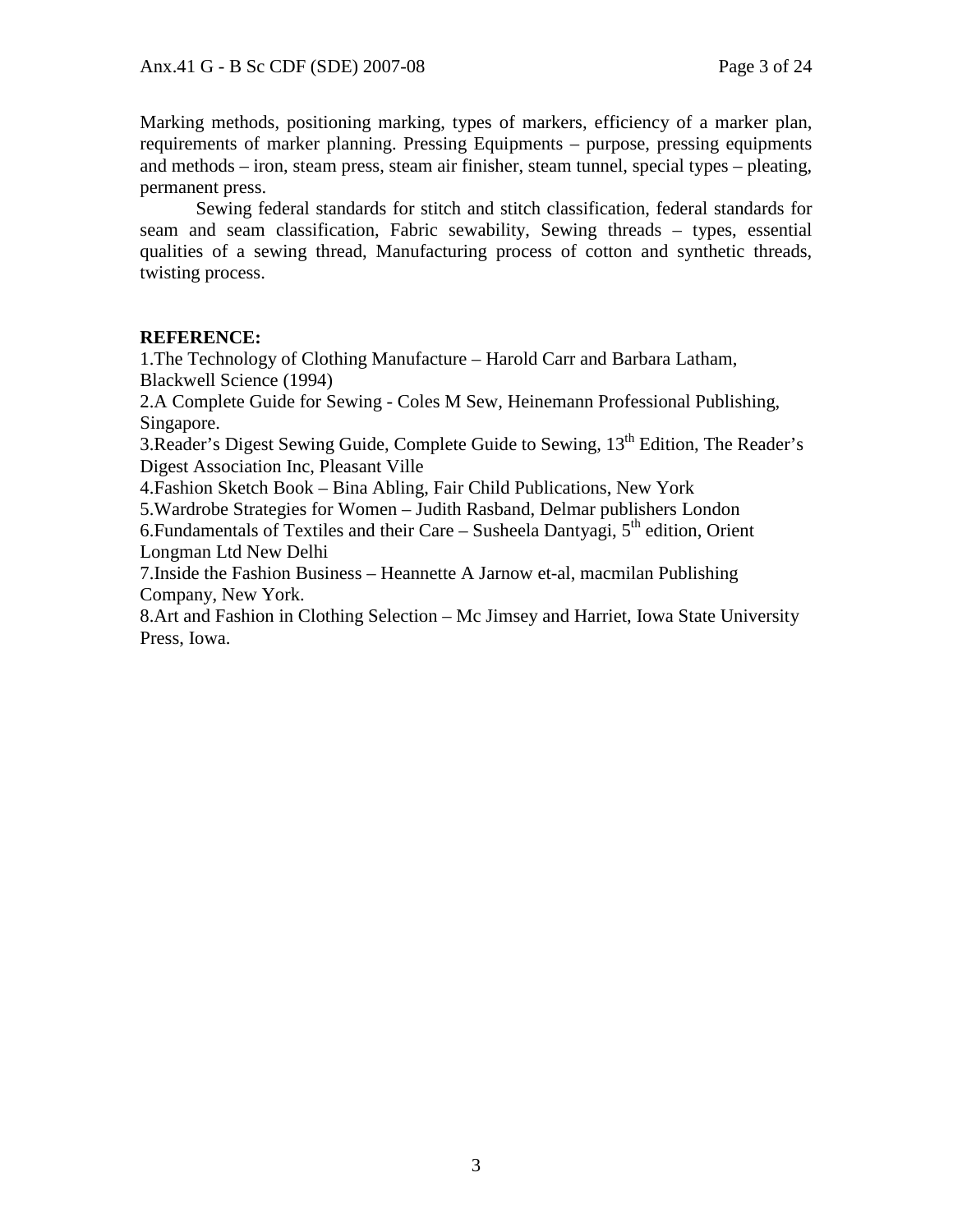Marking methods, positioning marking, types of markers, efficiency of a marker plan, requirements of marker planning. Pressing Equipments – purpose, pressing equipments and methods – iron, steam press, steam air finisher, steam tunnel, special types – pleating, permanent press.

Sewing federal standards for stitch and stitch classification, federal standards for seam and seam classification, Fabric sewability, Sewing threads – types, essential qualities of a sewing thread, Manufacturing process of cotton and synthetic threads, twisting process.

**REFERENCE:**

1.The Technology of Clothing Manufacture – Harold Carr and Barbara Latham, Blackwell Science (1994)
2.A Complete Guide for Sewing - Coles M Sew, Heinemann Professional Publishing, Singapore.
3.Reader's Digest Sewing Guide, Complete Guide to Sewing, 13th Edition, The Reader's Digest Association Inc, Pleasant Ville
4.Fashion Sketch Book – Bina Abling, Fair Child Publications, New York
5.Wardrobe Strategies for Women – Judith Rasband, Delmar publishers London
6.Fundamentals of Textiles and their Care – Susheela Dantyagi, 5th edition, Orient Longman Ltd New Delhi
7.Inside the Fashion Business – Heannette A Jarnow et-al, macmilan Publishing Company, New York.
8.Art and Fashion in Clothing Selection – Mc Jimsey and Harriet, Iowa State University Press, Iowa.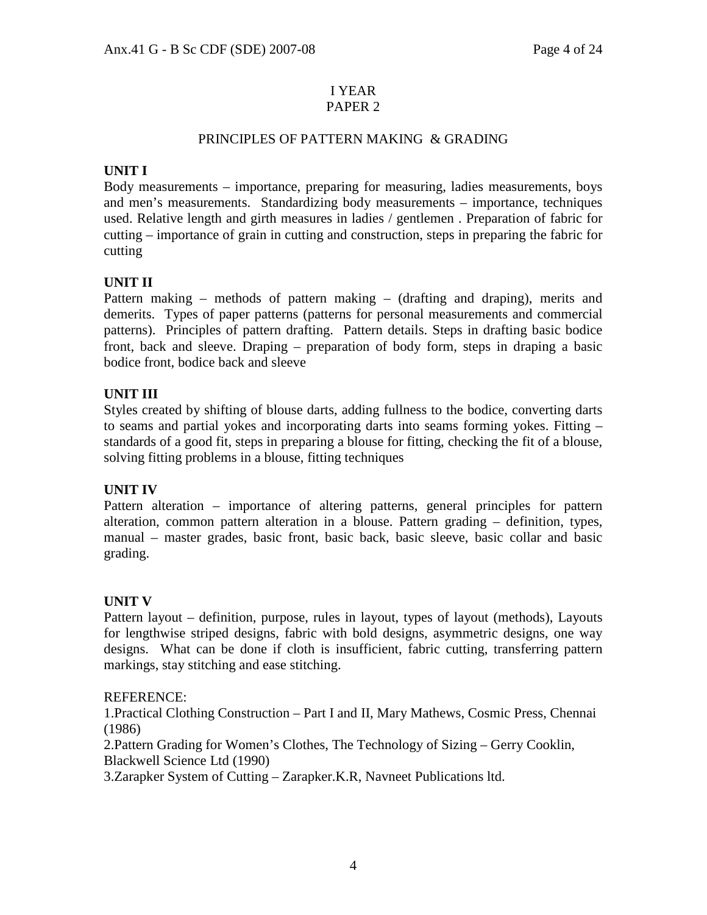# I YEAR
## PAPER 2

### PRINCIPLES OF PATTERN MAKING & GRADING

**UNIT I**

Body measurements – importance, preparing for measuring, ladies measurements, boys and men's measurements. Standardizing body measurements – importance, techniques used. Relative length and girth measures in ladies / gentlemen . Preparation of fabric for cutting – importance of grain in cutting and construction, steps in preparing the fabric for cutting

**UNIT II**

Pattern making – methods of pattern making – (drafting and draping), merits and demerits. Types of paper patterns (patterns for personal measurements and commercial patterns). Principles of pattern drafting. Pattern details. Steps in drafting basic bodice front, back and sleeve. Draping – preparation of body form, steps in draping a basic bodice front, bodice back and sleeve

**UNIT III**

Styles created by shifting of blouse darts, adding fullness to the bodice, converting darts to seams and partial yokes and incorporating darts into seams forming yokes. Fitting – standards of a good fit, steps in preparing a blouse for fitting, checking the fit of a blouse, solving fitting problems in a blouse, fitting techniques

**UNIT IV**

Pattern alteration – importance of altering patterns, general principles for pattern alteration, common pattern alteration in a blouse. Pattern grading – definition, types, manual – master grades, basic front, basic back, basic sleeve, basic collar and basic grading.

**UNIT V**

Pattern layout – definition, purpose, rules in layout, types of layout (methods), Layouts for lengthwise striped designs, fabric with bold designs, asymmetric designs, one way designs. What can be done if cloth is insufficient, fabric cutting, transferring pattern markings, stay stitching and ease stitching.

REFERENCE:

1. Practical Clothing Construction – Part I and II, Mary Mathews, Cosmic Press, Chennai (1986)
2. Pattern Grading for Women's Clothes, The Technology of Sizing – Gerry Cooklin, Blackwell Science Ltd (1990)
3. Zarapker System of Cutting – Zarapker.K.R, Navneet Publications ltd.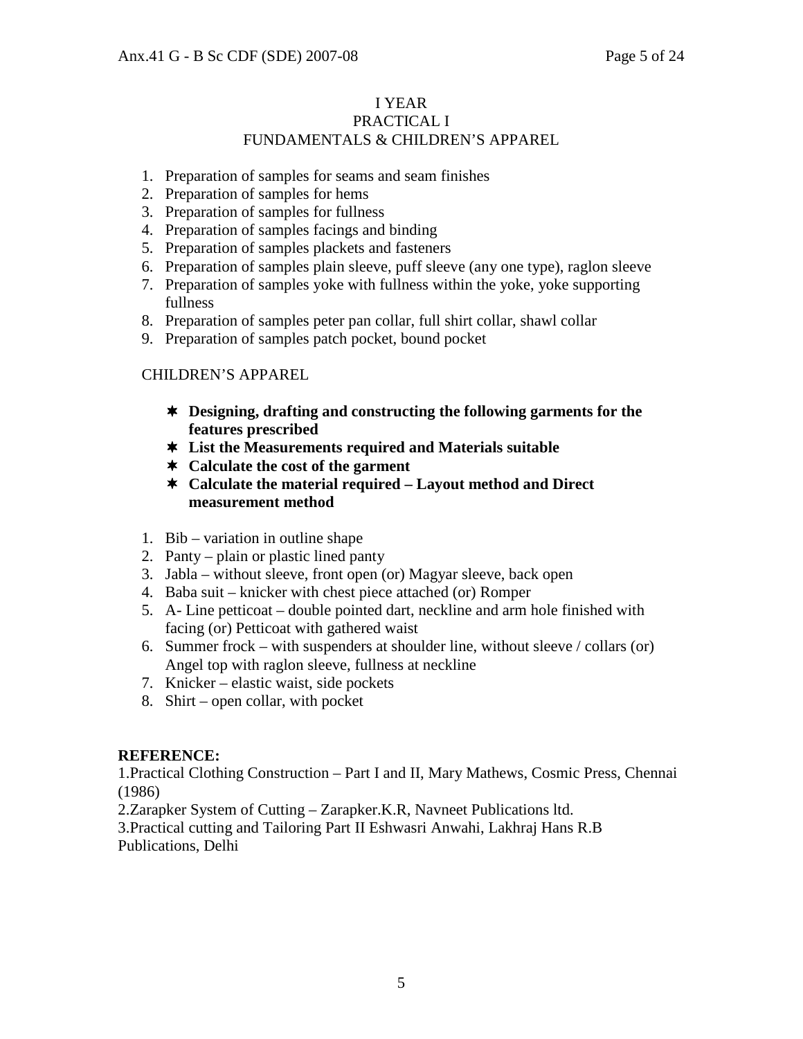# I YEAR
## PRACTICAL I
## FUNDAMENTALS & CHILDREN'S APPAREL

1. Preparation of samples for seams and seam finishes
2. Preparation of samples for hems
3. Preparation of samples for fullness
4. Preparation of samples facings and binding
5. Preparation of samples plackets and fasteners
6. Preparation of samples plain sleeve, puff sleeve (any one type), raglon sleeve
7. Preparation of samples yoke with fullness within the yoke, yoke supporting fullness
8. Preparation of samples peter pan collar, full shirt collar, shawl collar
9. Preparation of samples patch pocket, bound pocket

CHILDREN'S APPAREL

- **Designing, drafting and constructing the following garments for the features prescribed**
- **List the Measurements required and Materials suitable**
- **Calculate the cost of the garment**
- **Calculate the material required – Layout method and Direct measurement method**

1. Bib – variation in outline shape
2. Panty – plain or plastic lined panty
3. Jabla – without sleeve, front open (or) Magyar sleeve, back open
4. Baba suit – knicker with chest piece attached (or) Romper
5. A- Line petticoat – double pointed dart, neckline and arm hole finished with facing (or) Petticoat with gathered waist
6. Summer frock – with suspenders at shoulder line, without sleeve / collars (or) Angel top with raglon sleeve, fullness at neckline
7. Knicker – elastic waist, side pockets
8. Shirt – open collar, with pocket

**REFERENCE:**

1.Practical Clothing Construction – Part I and II, Mary Mathews, Cosmic Press, Chennai (1986)

2.Zarapker System of Cutting – Zarapker.K.R, Navneet Publications ltd.

3.Practical cutting and Tailoring Part II Eshwasri Anwahi, Lakhraj Hans R.B Publications, Delhi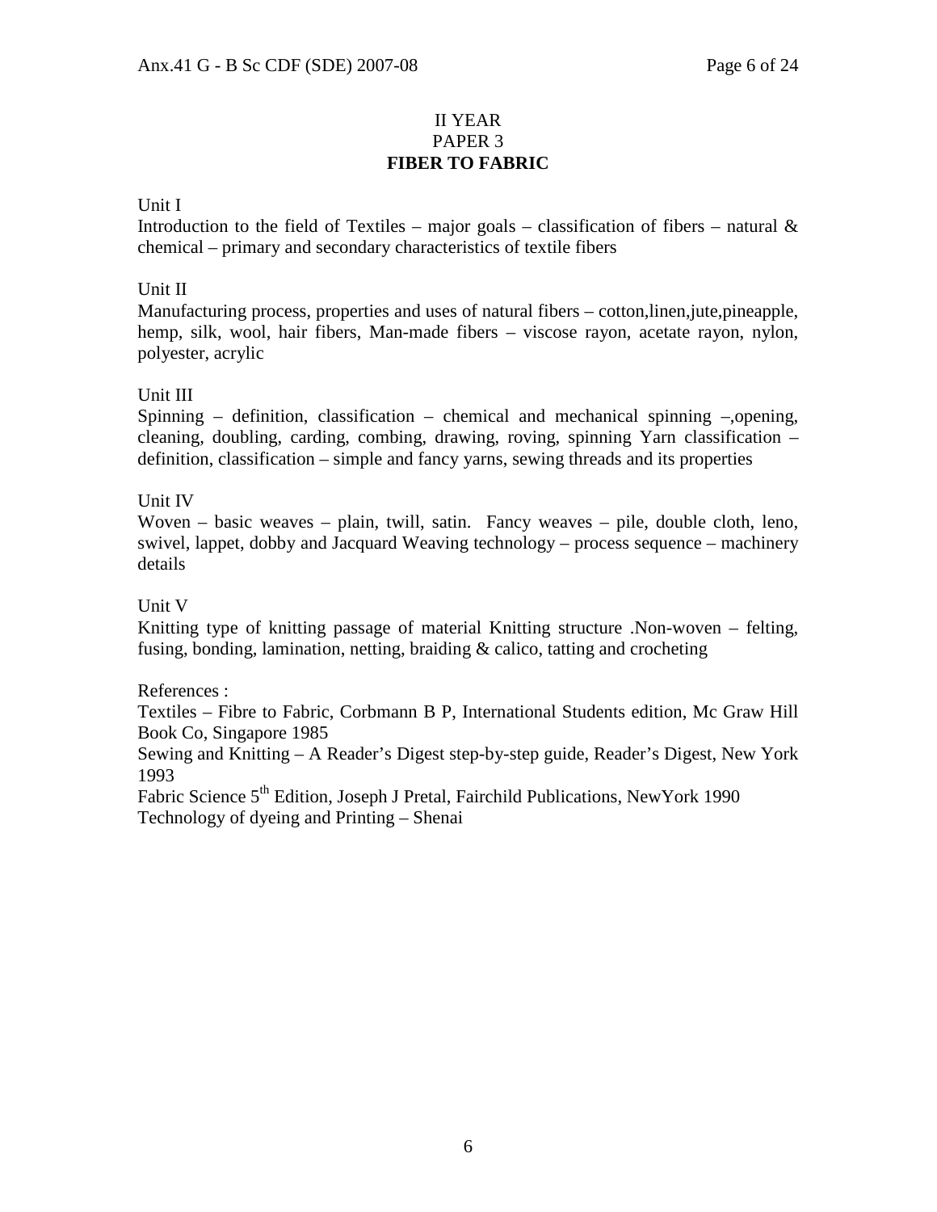## II YEAR
## PAPER 3
## FIBER TO FABRIC

Unit I

Introduction to the field of Textiles – major goals – classification of fibers – natural & chemical – primary and secondary characteristics of textile fibers

Unit II

Manufacturing process, properties and uses of natural fibers – cotton,linen,jute,pineapple, hemp, silk, wool, hair fibers, Man-made fibers – viscose rayon, acetate rayon, nylon, polyester, acrylic

Unit III

Spinning – definition, classification – chemical and mechanical spinning –,opening, cleaning, doubling, carding, combing, drawing, roving, spinning Yarn classification – definition, classification – simple and fancy yarns, sewing threads and its properties

Unit IV

Woven – basic weaves – plain, twill, satin. Fancy weaves – pile, double cloth, leno, swivel, lappet, dobby and Jacquard Weaving technology – process sequence – machinery details

Unit V

Knitting type of knitting passage of material Knitting structure .Non-woven – felting, fusing, bonding, lamination, netting, braiding & calico, tatting and crocheting

References :

Textiles – Fibre to Fabric, Corbmann B P, International Students edition, Mc Graw Hill Book Co, Singapore 1985

Sewing and Knitting – A Reader's Digest step-by-step guide, Reader's Digest, New York 1993

Fabric Science 5th Edition, Joseph J Pretal, Fairchild Publications, NewYork 1990

Technology of dyeing and Printing – Shenai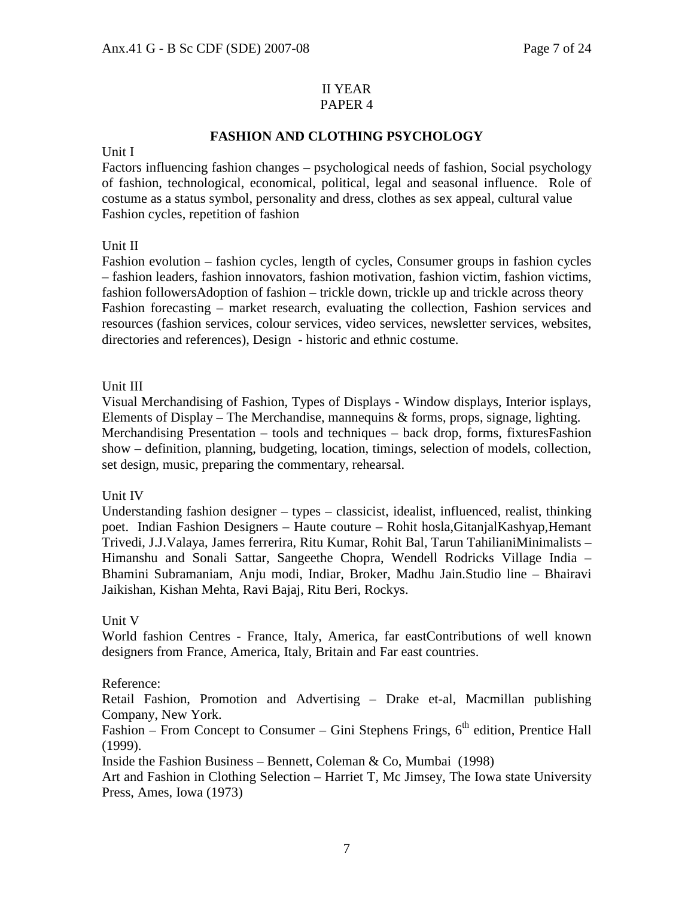## II YEAR
## PAPER 4

### FASHION AND CLOTHING PSYCHOLOGY

Unit I

Factors influencing fashion changes – psychological needs of fashion, Social psychology of fashion, technological, economical, political, legal and seasonal influence. Role of costume as a status symbol, personality and dress, clothes as sex appeal, cultural value Fashion cycles, repetition of fashion

Unit II

Fashion evolution – fashion cycles, length of cycles, Consumer groups in fashion cycles – fashion leaders, fashion innovators, fashion motivation, fashion victim, fashion victims, fashion followersAdoption of fashion – trickle down, trickle up and trickle across theory Fashion forecasting – market research, evaluating the collection, Fashion services and resources (fashion services, colour services, video services, newsletter services, websites, directories and references), Design - historic and ethnic costume.

Unit III

Visual Merchandising of Fashion, Types of Displays - Window displays, Interior isplays, Elements of Display – The Merchandise, mannequins & forms, props, signage, lighting. Merchandising Presentation – tools and techniques – back drop, forms, fixturesFashion show – definition, planning, budgeting, location, timings, selection of models, collection, set design, music, preparing the commentary, rehearsal.

Unit IV

Understanding fashion designer – types – classicist, idealist, influenced, realist, thinking poet. Indian Fashion Designers – Haute couture – Rohit hosla,GitanjalKashyap,Hemant Trivedi, J.J.Valaya, James ferrerira, Ritu Kumar, Rohit Bal, Tarun TahilianiMinimalists – Himanshu and Sonali Sattar, Sangeethe Chopra, Wendell Rodricks Village India – Bhamini Subramaniam, Anju modi, Indiar, Broker, Madhu Jain.Studio line – Bhairavi Jaikishan, Kishan Mehta, Ravi Bajaj, Ritu Beri, Rockys.

Unit V

World fashion Centres - France, Italy, America, far eastContributions of well known designers from France, America, Italy, Britain and Far east countries.

Reference:

Retail Fashion, Promotion and Advertising – Drake et-al, Macmillan publishing Company, New York.

Fashion – From Concept to Consumer – Gini Stephens Frings, 6th edition, Prentice Hall (1999).

Inside the Fashion Business – Bennett, Coleman & Co, Mumbai (1998)

Art and Fashion in Clothing Selection – Harriet T, Mc Jimsey, The Iowa state University Press, Ames, Iowa (1973)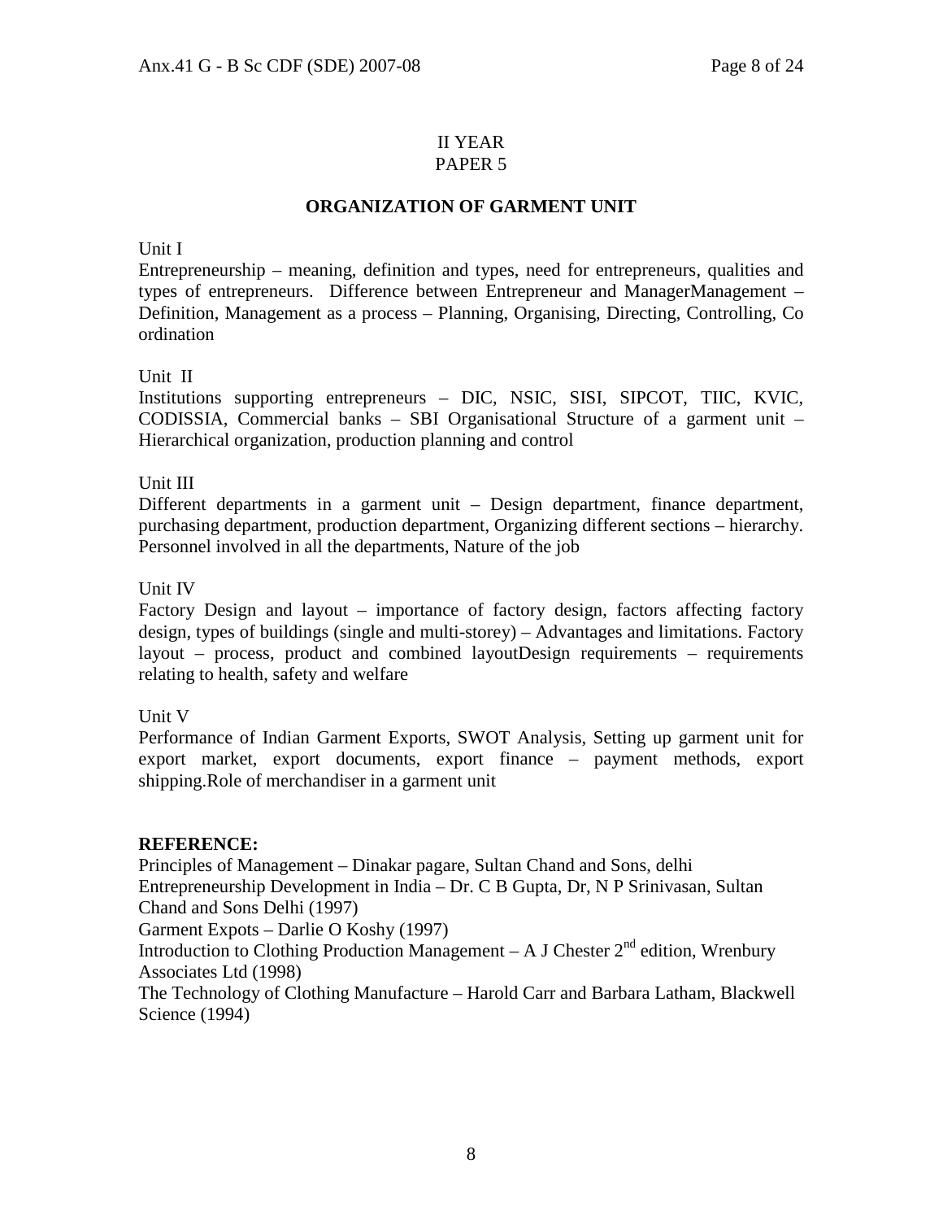## II YEAR
## PAPER 5

### ORGANIZATION OF GARMENT UNIT

Unit I

Entrepreneurship – meaning, definition and types, need for entrepreneurs, qualities and types of entrepreneurs. Difference between Entrepreneur and ManagerManagement – Definition, Management as a process – Planning, Organising, Directing, Controlling, Co ordination

Unit II

Institutions supporting entrepreneurs – DIC, NSIC, SISI, SIPCOT, TIIC, KVIC, CODISSIA, Commercial banks – SBI Organisational Structure of a garment unit – Hierarchical organization, production planning and control

Unit III

Different departments in a garment unit – Design department, finance department, purchasing department, production department, Organizing different sections – hierarchy. Personnel involved in all the departments, Nature of the job

Unit IV

Factory Design and layout – importance of factory design, factors affecting factory design, types of buildings (single and multi-storey) – Advantages and limitations. Factory layout – process, product and combined layoutDesign requirements – requirements relating to health, safety and welfare

Unit V

Performance of Indian Garment Exports, SWOT Analysis, Setting up garment unit for export market, export documents, export finance – payment methods, export shipping.Role of merchandiser in a garment unit

**REFERENCE:**

Principles of Management – Dinakar pagare, Sultan Chand and Sons, delhi
Entrepreneurship Development in India – Dr. C B Gupta, Dr, N P Srinivasan, Sultan Chand and Sons Delhi (1997)
Garment Expots – Darlie O Koshy (1997)
Introduction to Clothing Production Management – A J Chester 2nd edition, Wrenbury Associates Ltd (1998)
The Technology of Clothing Manufacture – Harold Carr and Barbara Latham, Blackwell Science (1994)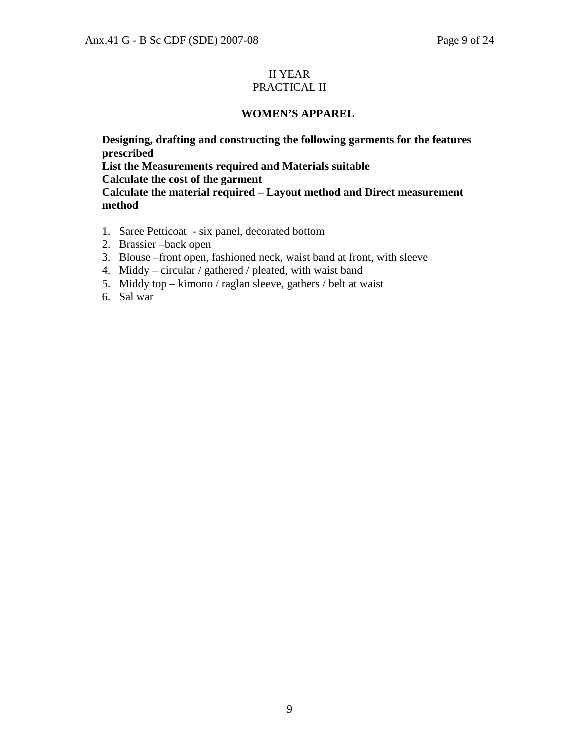II YEAR
PRACTICAL II

## WOMEN'S APPAREL

**Designing, drafting and constructing the following garments for the features prescribed**
**List the Measurements required and Materials suitable**
**Calculate the cost of the garment**
**Calculate the material required – Layout method and Direct measurement method**

1. Saree Petticoat - six panel, decorated bottom
2. Brassier –back open
3. Blouse –front open, fashioned neck, waist band at front, with sleeve
4. Middy – circular / gathered / pleated, with waist band
5. Middy top – kimono / raglan sleeve, gathers / belt at waist
6. Sal war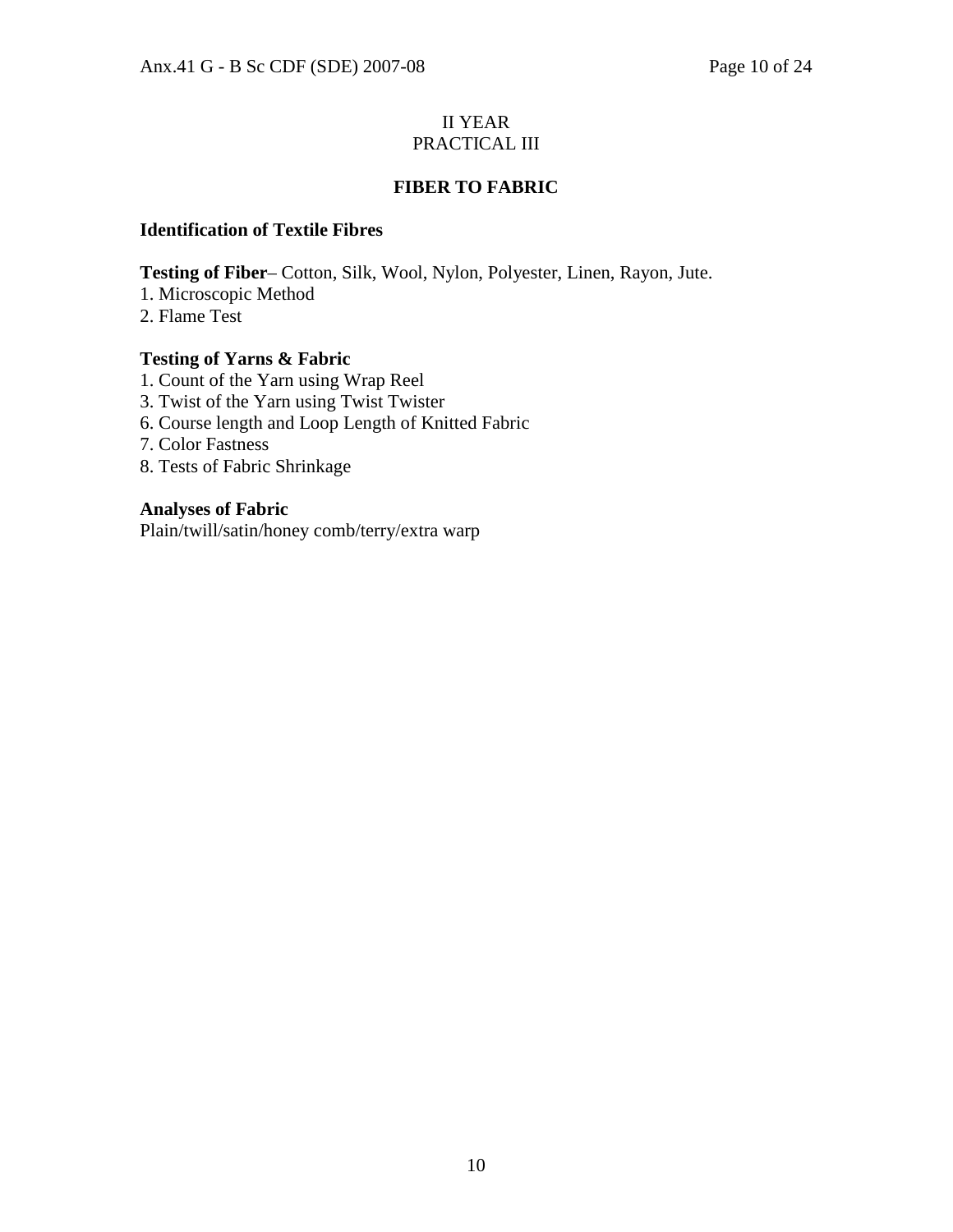II YEAR
PRACTICAL III

## FIBER TO FABRIC

**Identification of Textile Fibres**

**Testing of Fiber**– Cotton, Silk, Wool, Nylon, Polyester, Linen, Rayon, Jute.

1. Microscopic Method
2. Flame Test

**Testing of Yarns & Fabric**

1. Count of the Yarn using Wrap Reel
3. Twist of the Yarn using Twist Twister
6. Course length and Loop Length of Knitted Fabric
7. Color Fastness
8. Tests of Fabric Shrinkage

**Analyses of Fabric**

Plain/twill/satin/honey comb/terry/extra warp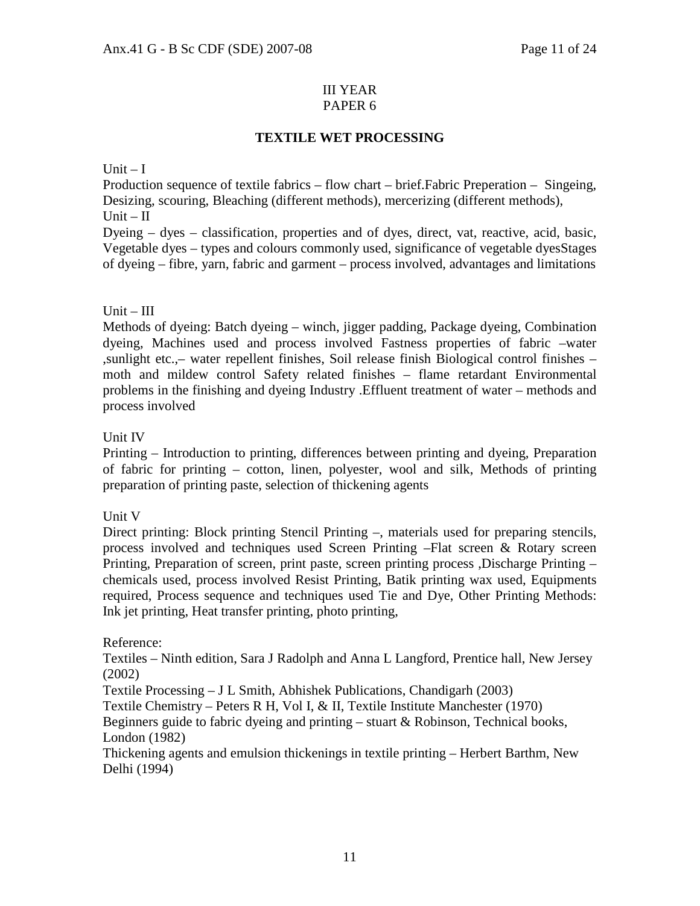III YEAR
PAPER 6

## TEXTILE WET PROCESSING

Unit – I

Production sequence of textile fabrics – flow chart – brief.Fabric Preperation – Singeing, Desizing, scouring, Bleaching (different methods), mercerizing (different methods),

Unit – II

Dyeing – dyes – classification, properties and of dyes, direct, vat, reactive, acid, basic, Vegetable dyes – types and colours commonly used, significance of vegetable dyesStages of dyeing – fibre, yarn, fabric and garment – process involved, advantages and limitations

Unit – III

Methods of dyeing: Batch dyeing – winch, jigger padding, Package dyeing, Combination dyeing, Machines used and process involved Fastness properties of fabric –water ,sunlight etc.,– water repellent finishes, Soil release finish Biological control finishes – moth and mildew control Safety related finishes – flame retardant Environmental problems in the finishing and dyeing Industry .Effluent treatment of water – methods and process involved

Unit IV

Printing – Introduction to printing, differences between printing and dyeing, Preparation of fabric for printing – cotton, linen, polyester, wool and silk, Methods of printing preparation of printing paste, selection of thickening agents

Unit V

Direct printing: Block printing Stencil Printing –, materials used for preparing stencils, process involved and techniques used Screen Printing –Flat screen & Rotary screen Printing, Preparation of screen, print paste, screen printing process ,Discharge Printing – chemicals used, process involved Resist Printing, Batik printing wax used, Equipments required, Process sequence and techniques used Tie and Dye, Other Printing Methods: Ink jet printing, Heat transfer printing, photo printing,

Reference:

Textiles – Ninth edition, Sara J Radolph and Anna L Langford, Prentice hall, New Jersey (2002)

Textile Processing – J L Smith, Abhishek Publications, Chandigarh (2003)

Textile Chemistry – Peters R H, Vol I, & II, Textile Institute Manchester (1970)

Beginners guide to fabric dyeing and printing – stuart & Robinson, Technical books, London (1982)

Thickening agents and emulsion thickenings in textile printing – Herbert Barthm, New Delhi (1994)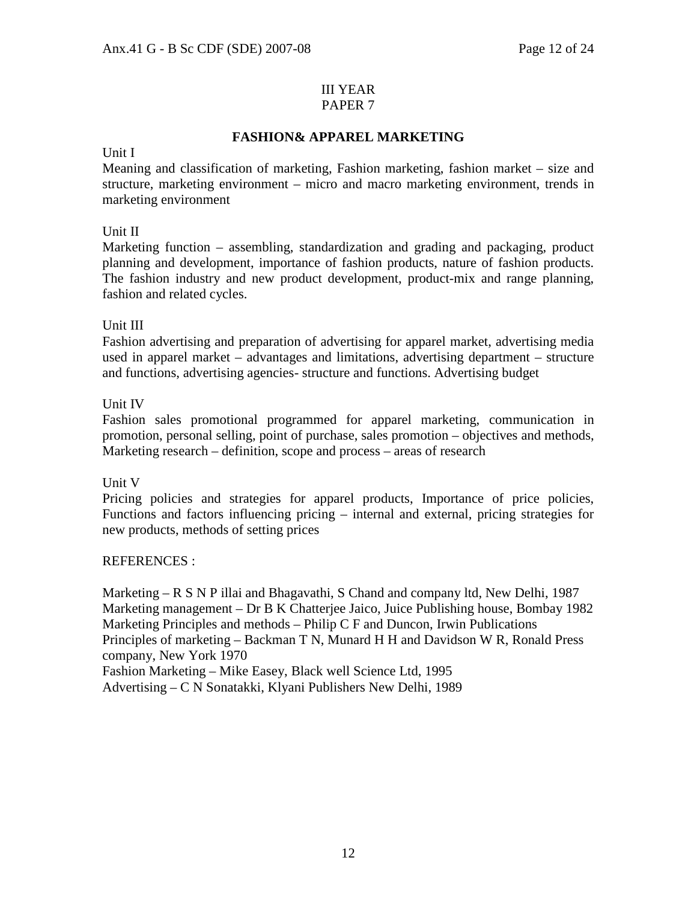III YEAR
PAPER 7

## FASHION& APPAREL MARKETING

Unit I

Meaning and classification of marketing, Fashion marketing, fashion market – size and structure, marketing environment – micro and macro marketing environment, trends in marketing environment

Unit II

Marketing function – assembling, standardization and grading and packaging, product planning and development, importance of fashion products, nature of fashion products. The fashion industry and new product development, product-mix and range planning, fashion and related cycles.

Unit III

Fashion advertising and preparation of advertising for apparel market, advertising media used in apparel market – advantages and limitations, advertising department – structure and functions, advertising agencies- structure and functions. Advertising budget

Unit IV

Fashion sales promotional programmed for apparel marketing, communication in promotion, personal selling, point of purchase, sales promotion – objectives and methods, Marketing research – definition, scope and process – areas of research

Unit V

Pricing policies and strategies for apparel products, Importance of price policies, Functions and factors influencing pricing – internal and external, pricing strategies for new products, methods of setting prices

REFERENCES :

Marketing – R S N P illai and Bhagavathi, S Chand and company ltd, New Delhi, 1987
Marketing management – Dr B K Chatterjee Jaico, Juice Publishing house, Bombay 1982
Marketing Principles and methods – Philip C F and Duncon, Irwin Publications
Principles of marketing – Backman T N, Munard H H and Davidson W R, Ronald Press company, New York 1970
Fashion Marketing – Mike Easey, Black well Science Ltd, 1995
Advertising – C N Sonatakki, Klyani Publishers New Delhi, 1989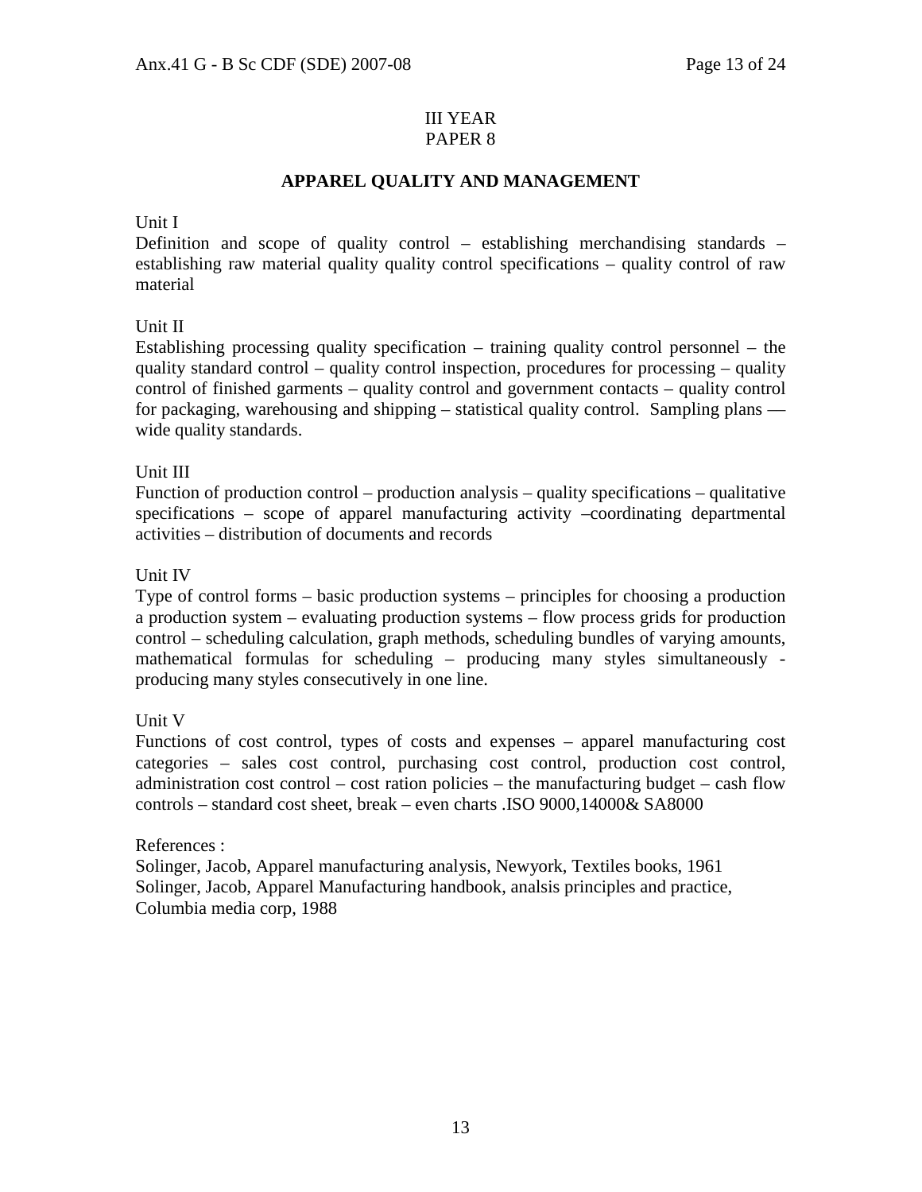III YEAR
PAPER 8

## APPAREL QUALITY AND MANAGEMENT

Unit I

Definition and scope of quality control – establishing merchandising standards – establishing raw material quality quality control specifications – quality control of raw material

Unit II

Establishing processing quality specification – training quality control personnel – the quality standard control – quality control inspection, procedures for processing – quality control of finished garments – quality control and government contacts – quality control for packaging, warehousing and shipping – statistical quality control. Sampling plans –– wide quality standards.

Unit III

Function of production control – production analysis – quality specifications – qualitative specifications – scope of apparel manufacturing activity –coordinating departmental activities – distribution of documents and records

Unit IV

Type of control forms – basic production systems – principles for choosing a production a production system – evaluating production systems – flow process grids for production control – scheduling calculation, graph methods, scheduling bundles of varying amounts, mathematical formulas for scheduling – producing many styles simultaneously - producing many styles consecutively in one line.

Unit V

Functions of cost control, types of costs and expenses – apparel manufacturing cost categories – sales cost control, purchasing cost control, production cost control, administration cost control – cost ration policies – the manufacturing budget – cash flow controls – standard cost sheet, break – even charts .ISO 9000,14000& SA8000

References :

Solinger, Jacob, Apparel manufacturing analysis, Newyork, Textiles books, 1961
Solinger, Jacob, Apparel Manufacturing handbook, analsis principles and practice, Columbia media corp, 1988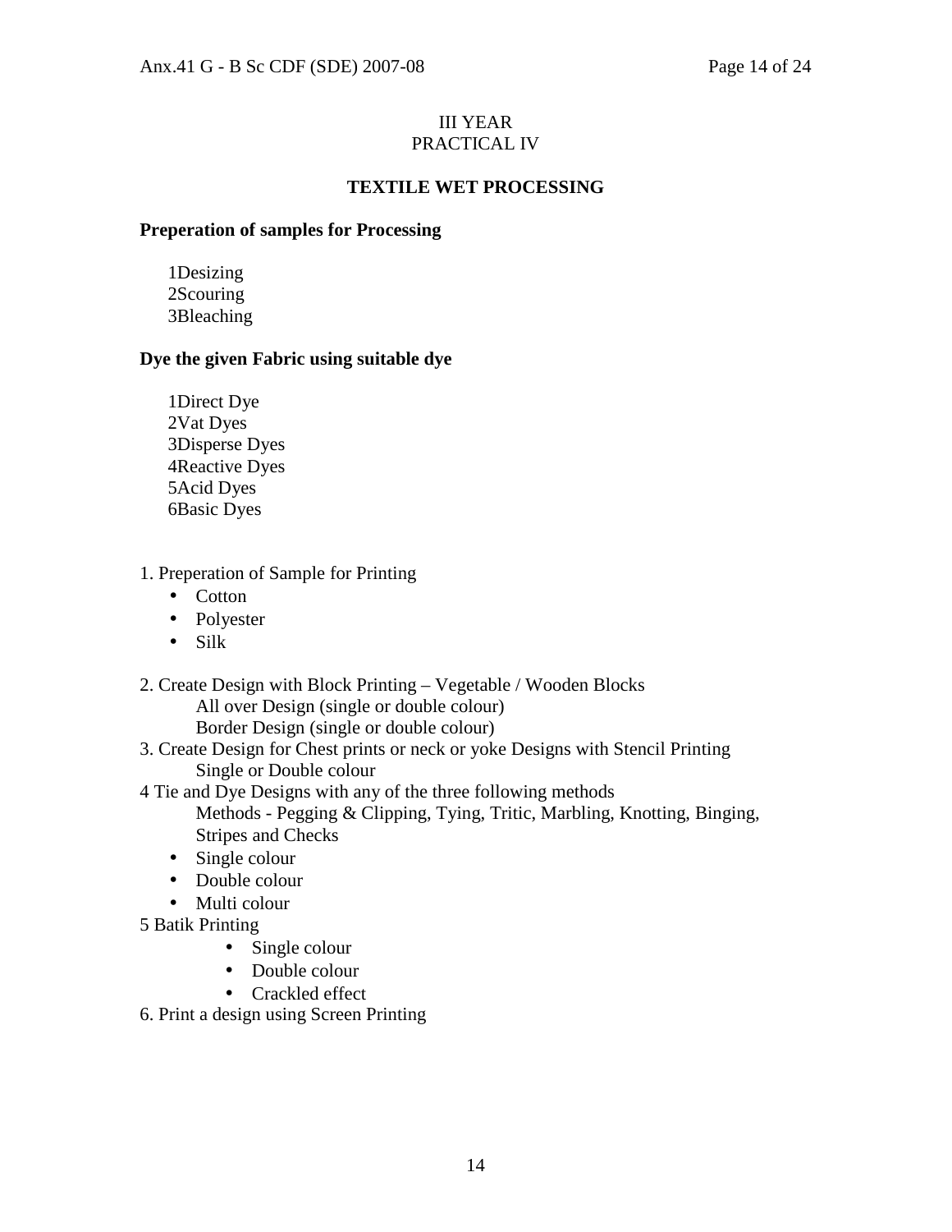III YEAR
PRACTICAL IV

## TEXTILE WET PROCESSING

**Preperation of samples for Processing**

1Desizing
2Scouring
3Bleaching

**Dye the given Fabric using suitable dye**

1Direct Dye
2Vat Dyes
3Disperse Dyes
4Reactive Dyes
5Acid Dyes
6Basic Dyes

1. Preperation of Sample for Printing
   - Cotton
   - Polyester
   - Silk
2. Create Design with Block Printing – Vegetable / Wooden Blocks
   All over Design (single or double colour)
   Border Design (single or double colour)
3. Create Design for Chest prints or neck or yoke Designs with Stencil Printing
   Single or Double colour
4. Tie and Dye Designs with any of the three following methods
   Methods - Pegging & Clipping, Tying, Tritic, Marbling, Knotting, Binging, Stripes and Checks
   - Single colour
   - Double colour
   - Multi colour
5. Batik Printing
   - Single colour
   - Double colour
   - Crackled effect
6. Print a design using Screen Printing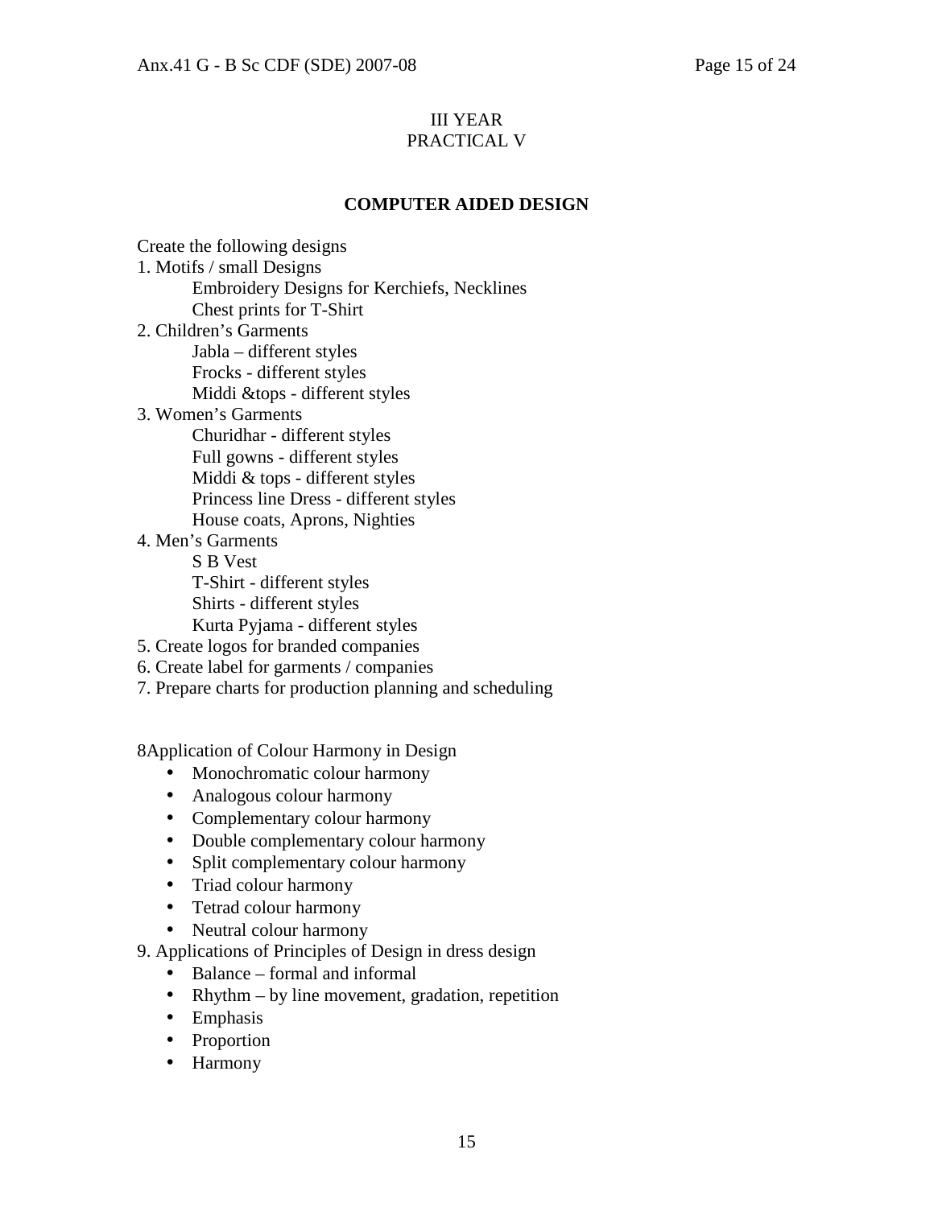III YEAR
PRACTICAL V

## COMPUTER AIDED DESIGN

Create the following designs

1. Motifs / small Designs
    - Embroidery Designs for Kerchiefs, Necklines
    - Chest prints for T-Shirt
2. Children's Garments
    - Jabla – different styles
    - Frocks - different styles
    - Middi &tops - different styles
3. Women's Garments
    - Churidhar - different styles
    - Full gowns - different styles
    - Middi & tops - different styles
    - Princess line Dress - different styles
    - House coats, Aprons, Nighties
4. Men's Garments
    - S B Vest
    - T-Shirt - different styles
    - Shirts - different styles
    - Kurta Pyjama - different styles
5. Create logos for branded companies
6. Create label for garments / companies
7. Prepare charts for production planning and scheduling

8Application of Colour Harmony in Design

- Monochromatic colour harmony
- Analogous colour harmony
- Complementary colour harmony
- Double complementary colour harmony
- Split complementary colour harmony
- Triad colour harmony
- Tetrad colour harmony
- Neutral colour harmony

9. Applications of Principles of Design in dress design
    - Balance – formal and informal
    - Rhythm – by line movement, gradation, repetition
    - Emphasis
    - Proportion
    - Harmony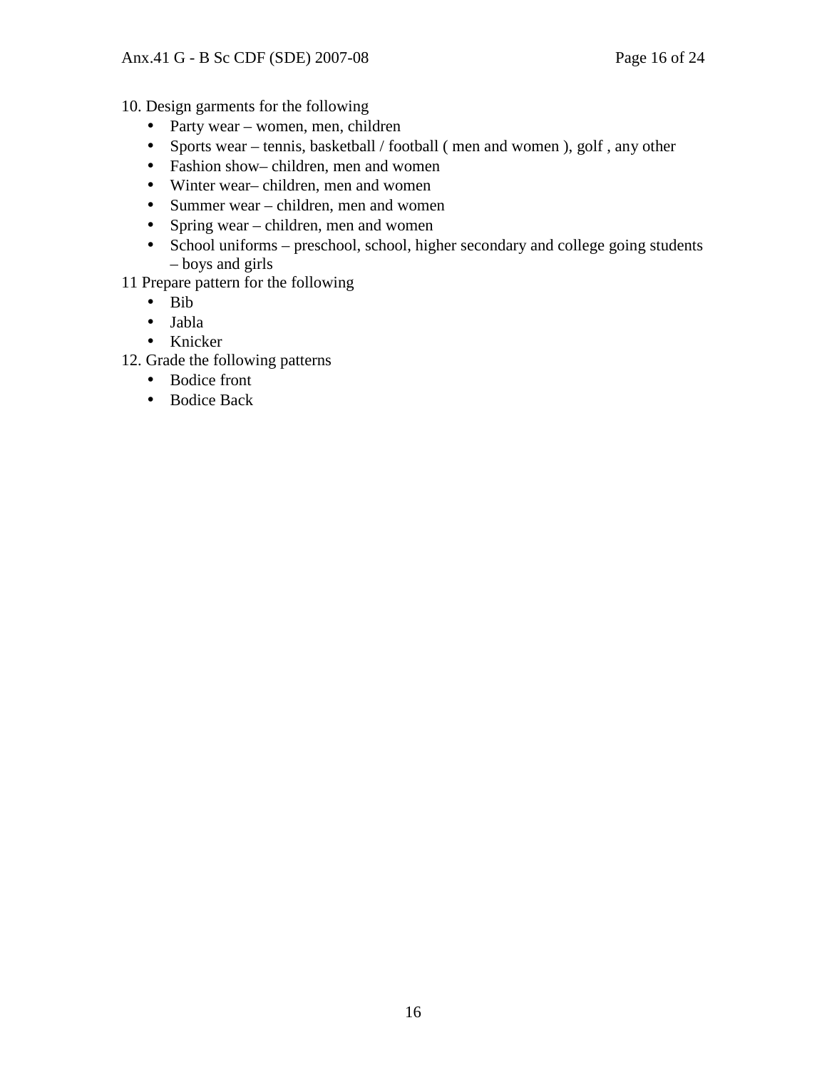10. Design garments for the following
    - Party wear – women, men, children
    - Sports wear – tennis, basketball / football ( men and women ), golf , any other
    - Fashion show– children, men and women
    - Winter wear– children, men and women
    - Summer wear – children, men and women
    - Spring wear – children, men and women
    - School uniforms – preschool, school, higher secondary and college going students – boys and girls

11 Prepare pattern for the following
    - Bib
    - Jabla
    - Knicker

12. Grade the following patterns
    - Bodice front
    - Bodice Back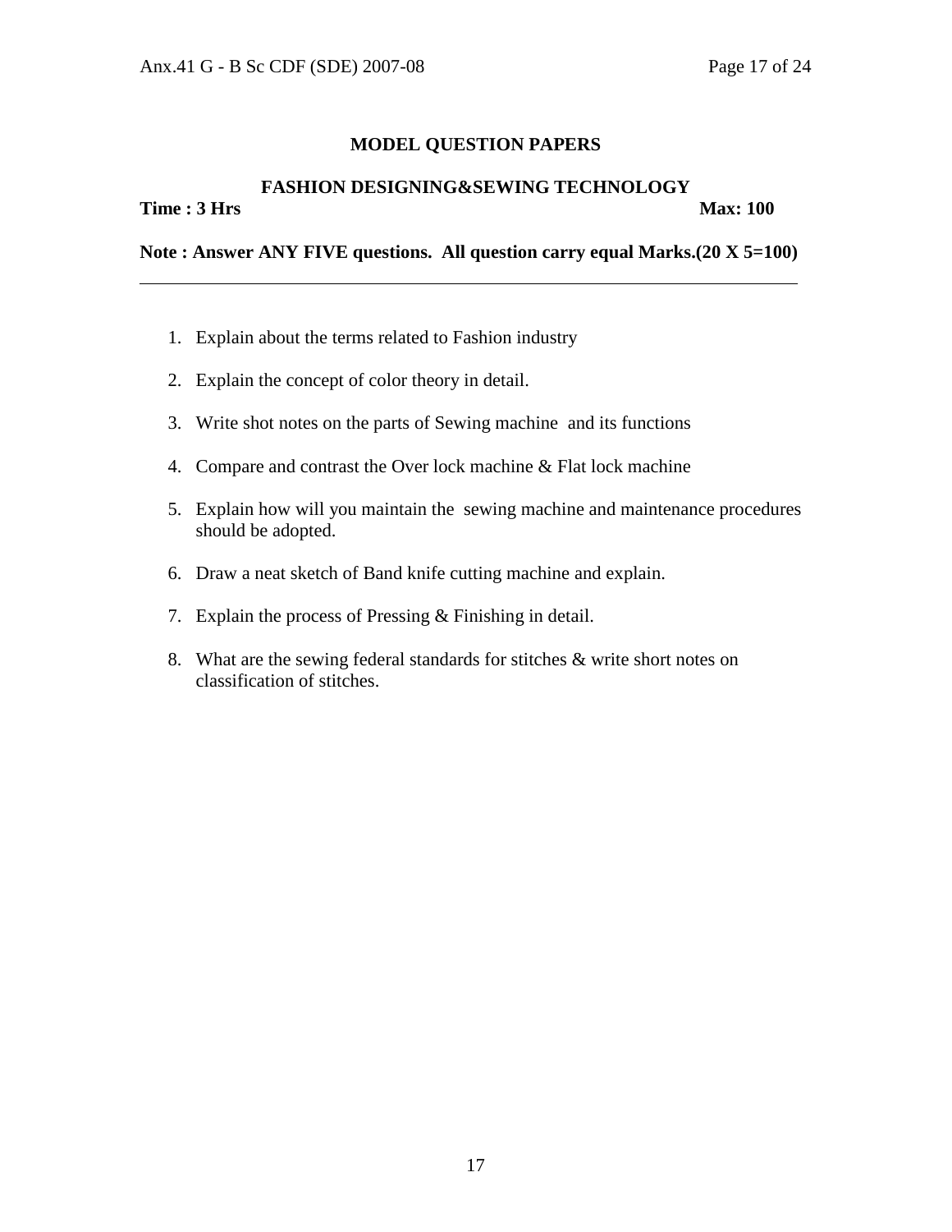## MODEL QUESTION PAPERS

### FASHION DESIGNING&SEWING TECHNOLOGY

**Time : 3 Hrs** **Max: 100**

**Note : Answer ANY FIVE questions. All question carry equal Marks.(20 X 5=100)**

---

1. Explain about the terms related to Fashion industry
2. Explain the concept of color theory in detail.
3. Write shot notes on the parts of Sewing machine and its functions
4. Compare and contrast the Over lock machine & Flat lock machine
5. Explain how will you maintain the sewing machine and maintenance procedures should be adopted.
6. Draw a neat sketch of Band knife cutting machine and explain.
7. Explain the process of Pressing & Finishing in detail.
8. What are the sewing federal standards for stitches & write short notes on classification of stitches.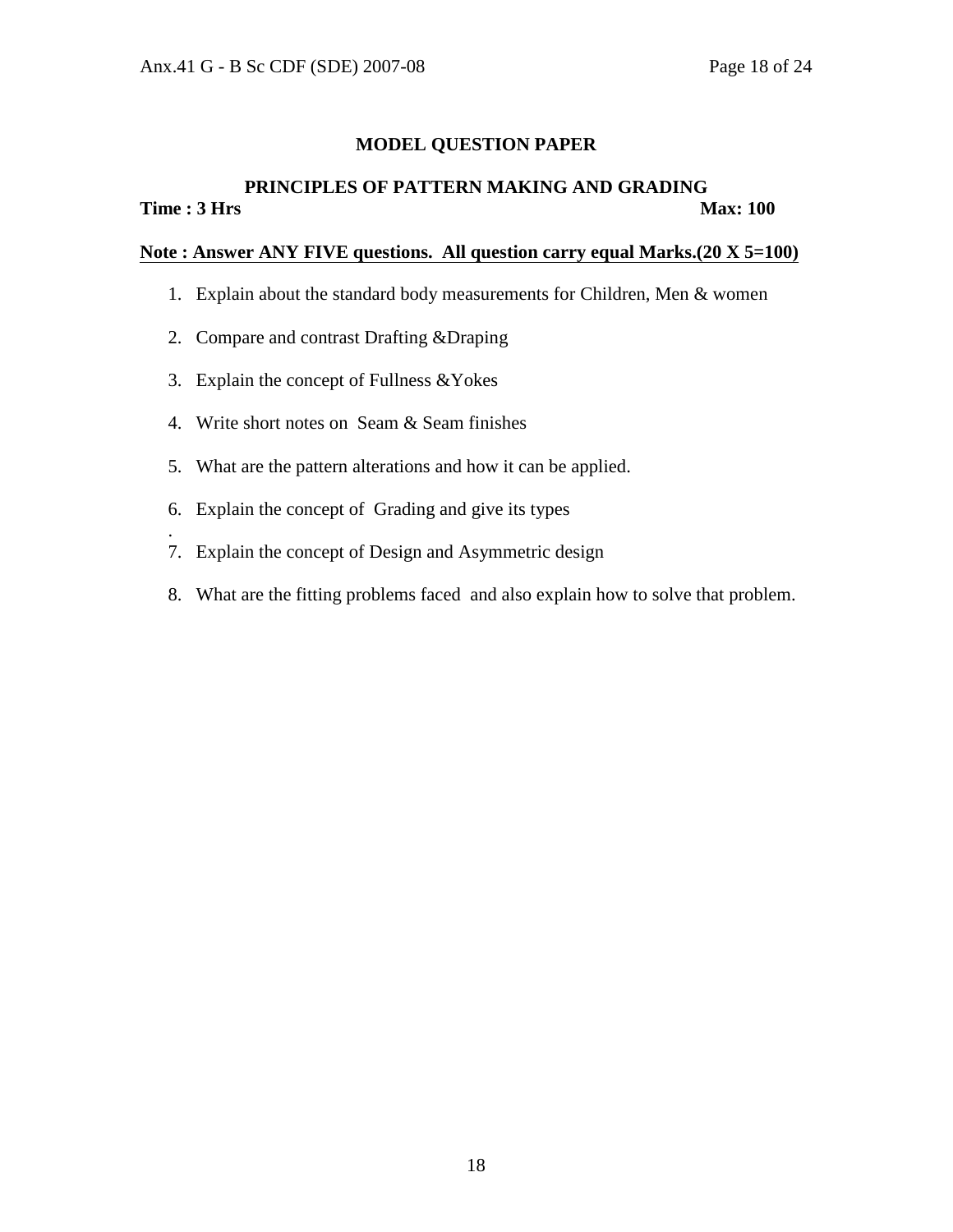## MODEL QUESTION PAPER

### PRINCIPLES OF PATTERN MAKING AND GRADING

**Time : 3 Hrs** **Max: 100**

**Note : Answer ANY FIVE questions. All question carry equal Marks.(20 X 5=100)**

1. Explain about the standard body measurements for Children, Men & women
2. Compare and contrast Drafting &Draping
3. Explain the concept of Fullness &Yokes
4. Write short notes on Seam & Seam finishes
5. What are the pattern alterations and how it can be applied.
6. Explain the concept of Grading and give its types
7. Explain the concept of Design and Asymmetric design
8. What are the fitting problems faced and also explain how to solve that problem.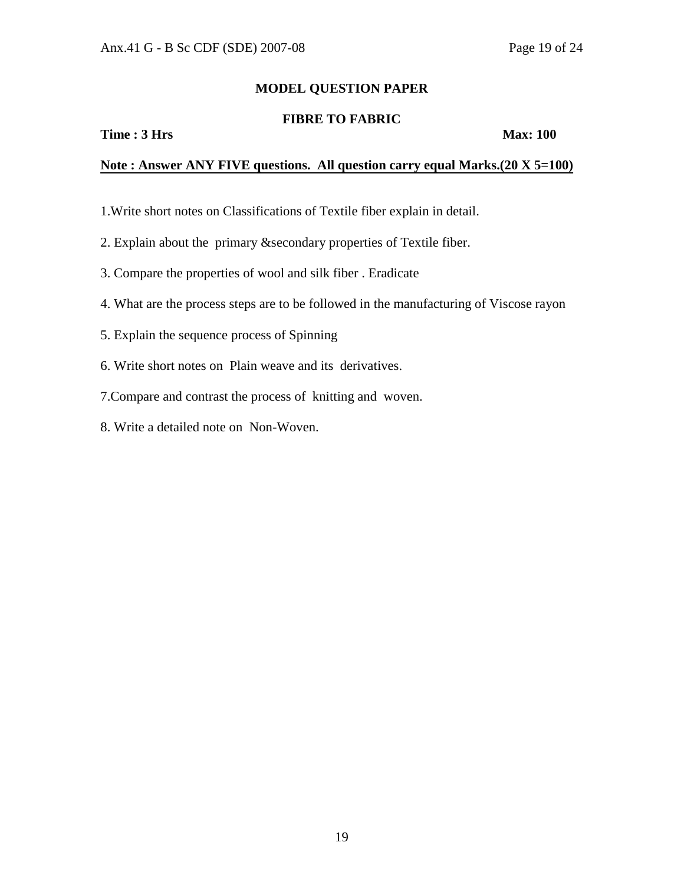## MODEL QUESTION PAPER

### FIBRE TO FABRIC

**Time : 3 Hrs** **Max: 100**

**Note : Answer ANY FIVE questions. All question carry equal Marks.(20 X 5=100)**

1.Write short notes on Classifications of Textile fiber explain in detail.

2. Explain about the primary &secondary properties of Textile fiber.

3. Compare the properties of wool and silk fiber . Eradicate

4. What are the process steps are to be followed in the manufacturing of Viscose rayon

5. Explain the sequence process of Spinning

6. Write short notes on Plain weave and its derivatives.

7.Compare and contrast the process of knitting and woven.

8. Write a detailed note on Non-Woven.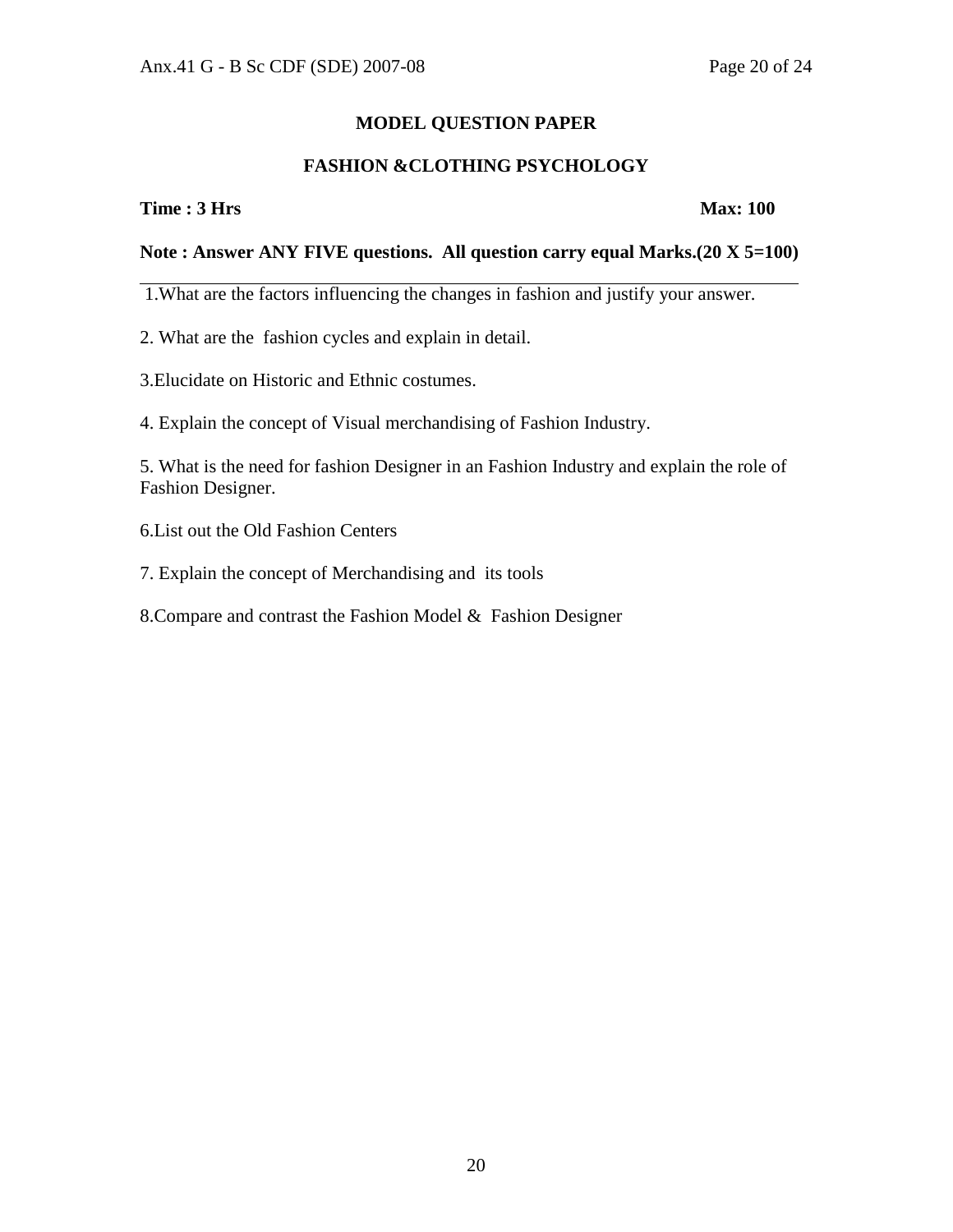## MODEL QUESTION PAPER

## FASHION &CLOTHING PSYCHOLOGY

**Time : 3 Hrs** **Max: 100**

**Note : Answer ANY FIVE questions. All question carry equal Marks.(20 X 5=100)**

---

1.What are the factors influencing the changes in fashion and justify your answer.

2. What are the fashion cycles and explain in detail.

3.Elucidate on Historic and Ethnic costumes.

4. Explain the concept of Visual merchandising of Fashion Industry.

5. What is the need for fashion Designer in an Fashion Industry and explain the role of Fashion Designer.

6.List out the Old Fashion Centers

7. Explain the concept of Merchandising and its tools

8.Compare and contrast the Fashion Model & Fashion Designer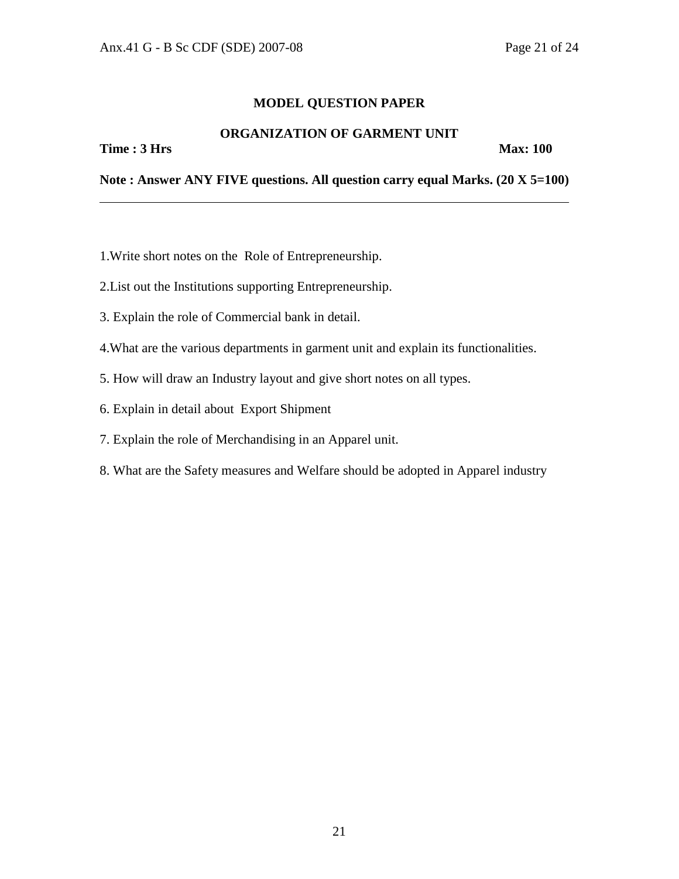## MODEL QUESTION PAPER

## ORGANIZATION OF GARMENT UNIT

**Time : 3 Hrs** **Max: 100**

**Note : Answer ANY FIVE questions. All question carry equal Marks. (20 X 5=100)**

---

1.Write short notes on the Role of Entrepreneurship.

2.List out the Institutions supporting Entrepreneurship.

3. Explain the role of Commercial bank in detail.

4.What are the various departments in garment unit and explain its functionalities.

5. How will draw an Industry layout and give short notes on all types.

6. Explain in detail about Export Shipment

7. Explain the role of Merchandising in an Apparel unit.

8. What are the Safety measures and Welfare should be adopted in Apparel industry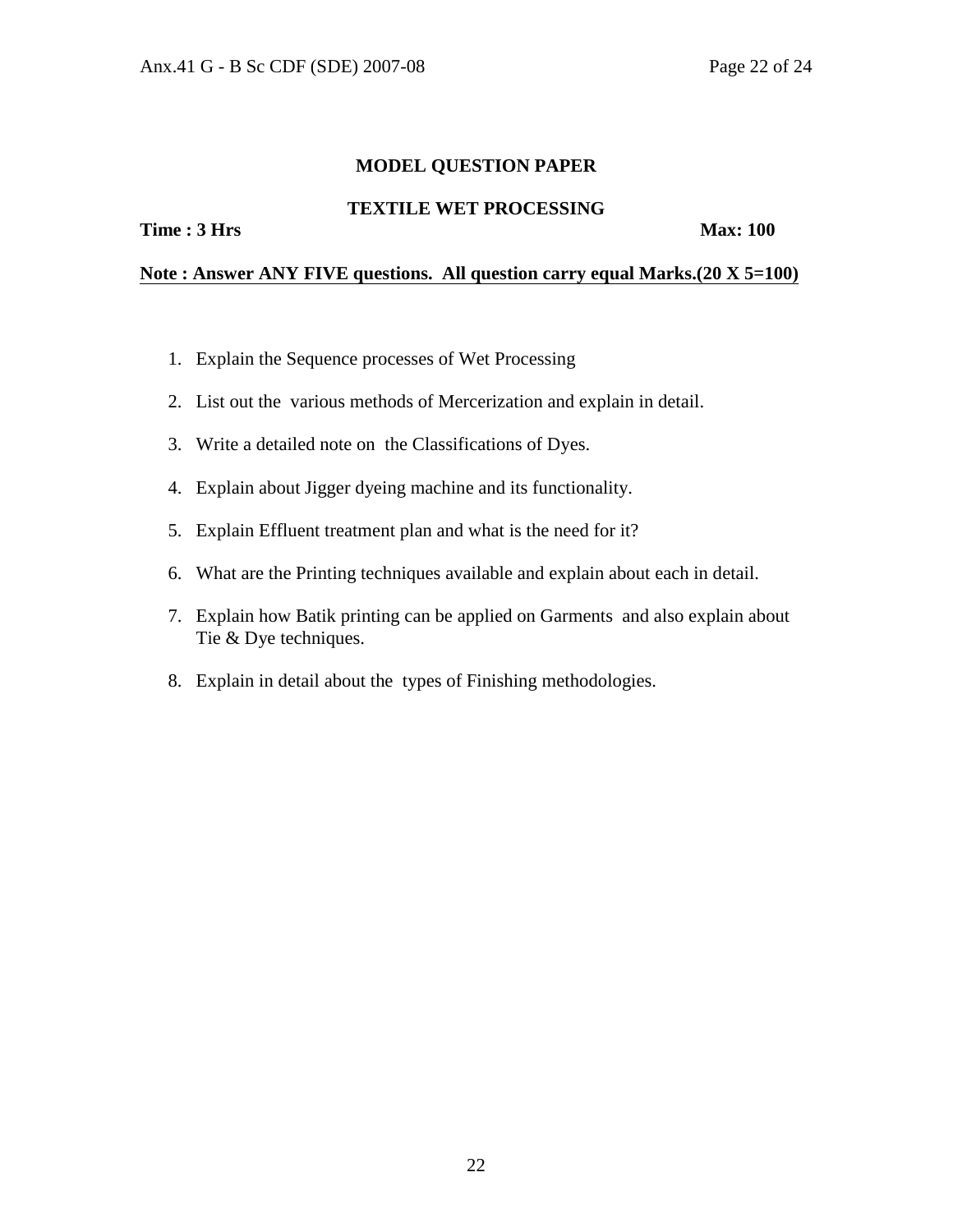## MODEL QUESTION PAPER

### TEXTILE WET PROCESSING

**Time : 3 Hrs** **Max: 100**

**Note : Answer ANY FIVE questions. All question carry equal Marks.(20 X 5=100)**

1. Explain the Sequence processes of Wet Processing
2. List out the various methods of Mercerization and explain in detail.
3. Write a detailed note on the Classifications of Dyes.
4. Explain about Jigger dyeing machine and its functionality.
5. Explain Effluent treatment plan and what is the need for it?
6. What are the Printing techniques available and explain about each in detail.
7. Explain how Batik printing can be applied on Garments and also explain about Tie & Dye techniques.
8. Explain in detail about the types of Finishing methodologies.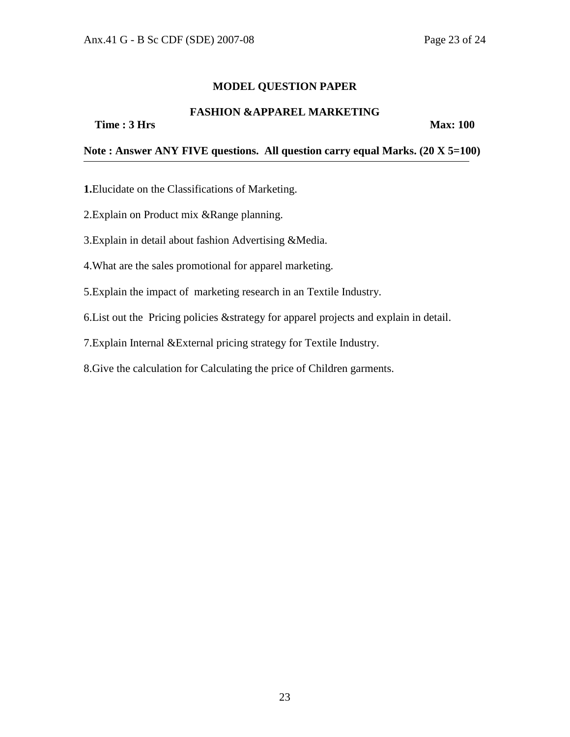## MODEL QUESTION PAPER

### FASHION &APPAREL MARKETING

**Time : 3 Hrs** **Max: 100**

**Note : Answer ANY FIVE questions. All question carry equal Marks. (20 X 5=100)**

---

**1.**Elucidate on the Classifications of Marketing.

2.Explain on Product mix &Range planning.

3.Explain in detail about fashion Advertising &Media.

4.What are the sales promotional for apparel marketing.

5.Explain the impact of marketing research in an Textile Industry.

6.List out the Pricing policies &strategy for apparel projects and explain in detail.

7.Explain Internal &External pricing strategy for Textile Industry.

8.Give the calculation for Calculating the price of Children garments.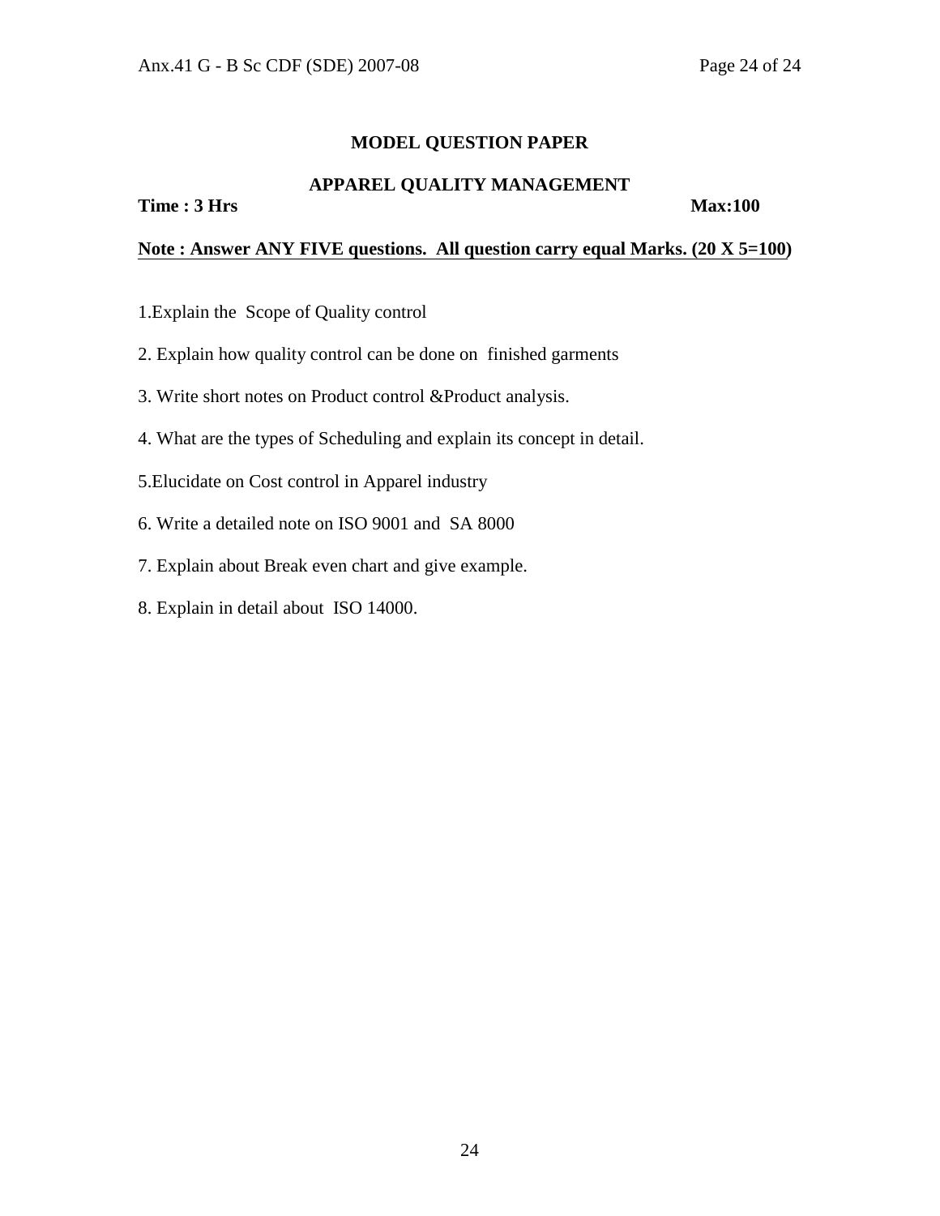## MODEL QUESTION PAPER

## APPAREL QUALITY MANAGEMENT

**Time : 3 Hrs** **Max:100**

**Note : Answer ANY FIVE questions. All question carry equal Marks. (20 X 5=100)**

1.Explain the Scope of Quality control

2. Explain how quality control can be done on finished garments

3. Write short notes on Product control &Product analysis.

4. What are the types of Scheduling and explain its concept in detail.

5.Elucidate on Cost control in Apparel industry

6. Write a detailed note on ISO 9001 and SA 8000

7. Explain about Break even chart and give example.

8. Explain in detail about ISO 14000.